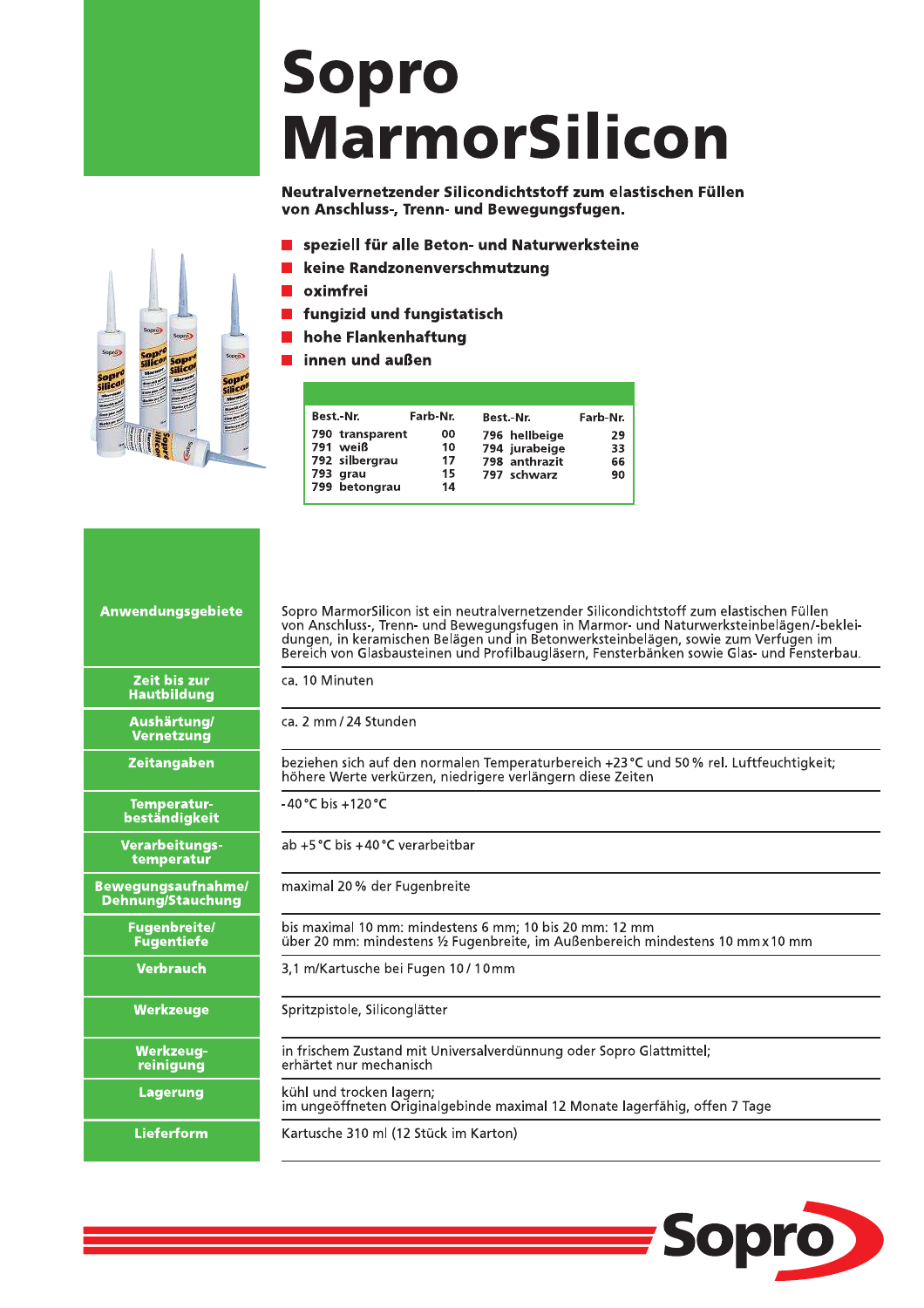# Sopro MarmorSilicon

**Neutralvernetzender Silicondichtstoff zum elastischen Füllen von Anschluss-, Trenn- und Bewegungsfugen.**

- **speziell für alle Beton- und Naturwerksteine**
- **keine Randzonenverschmutzung**
- **oximfrei**
- **fungizid und fungistatisch**
- **hohe Flankenhaftung**
- **innen und außen**

| Best.-Nr. | Farb-Nr. | Best.-Nr. | Farb-Nr. |
|---|---|---|---|
| 790 transparent | 00 | 796 hellbeige | 29 |
| 791 weiß | 10 | 794 jurabeige | 33 |
| 792 silbergrau | 17 | 798 anthrazit | 66 |
| 793 grau | 15 | 797 schwarz | 90 |
| 799 betongrau | 14 | | |

| | |
|---|---|
| **Anwendungsgebiete** | Sopro MarmorSilicon ist ein neutralvernetzender Silicondichtstoff zum elastischen Füllen von Anschluss-, Trenn- und Bewegungsfugen in Marmor- und Naturwerksteinbelägen/-bekleidungen, in keramischen Belägen und in Betonwerksteinbelägen, sowie zum Verfugen im Bereich von Glasbausteinen und Profilbaugläsern, Fensterbänken sowie Glas- und Fensterbau. |
| **Zeit bis zur Hautbildung** | ca. 10 Minuten |
| **Aushärtung/ Vernetzung** | ca. 2 mm / 24 Stunden |
| **Zeitangaben** | beziehen sich auf den normalen Temperaturbereich +23 °C und 50 % rel. Luftfeuchtigkeit; höhere Werte verkürzen, niedrigere verlängern diese Zeiten |
| **Temperatur­beständigkeit** | -40 °C bis +120 °C |
| **Verarbeitungs­temperatur** | ab +5 °C bis +40 °C verarbeitbar |
| **Bewegungsaufnahme/ Dehnung/Stauchung** | maximal 20 % der Fugenbreite |
| **Fugenbreite/ Fugentiefe** | bis maximal 10 mm: mindestens 6 mm; 10 bis 20 mm: 12 mm<br>über 20 mm: mindestens ½ Fugenbreite, im Außenbereich mindestens 10 mm x 10 mm |
| **Verbrauch** | 3,1 m/Kartusche bei Fugen 10 / 10 mm |
| **Werkzeuge** | Spritzpistole, Siliconglätter |
| **Werkzeug­reinigung** | in frischem Zustand mit Universalverdünnung oder Sopro Glattmittel; erhärtet nur mechanisch |
| **Lagerung** | kühl und trocken lagern;<br>im ungeöffneten Originalgebinde maximal 12 Monate lagerfähig, offen 7 Tage |
| **Lieferform** | Kartusche 310 ml (12 Stück im Karton) |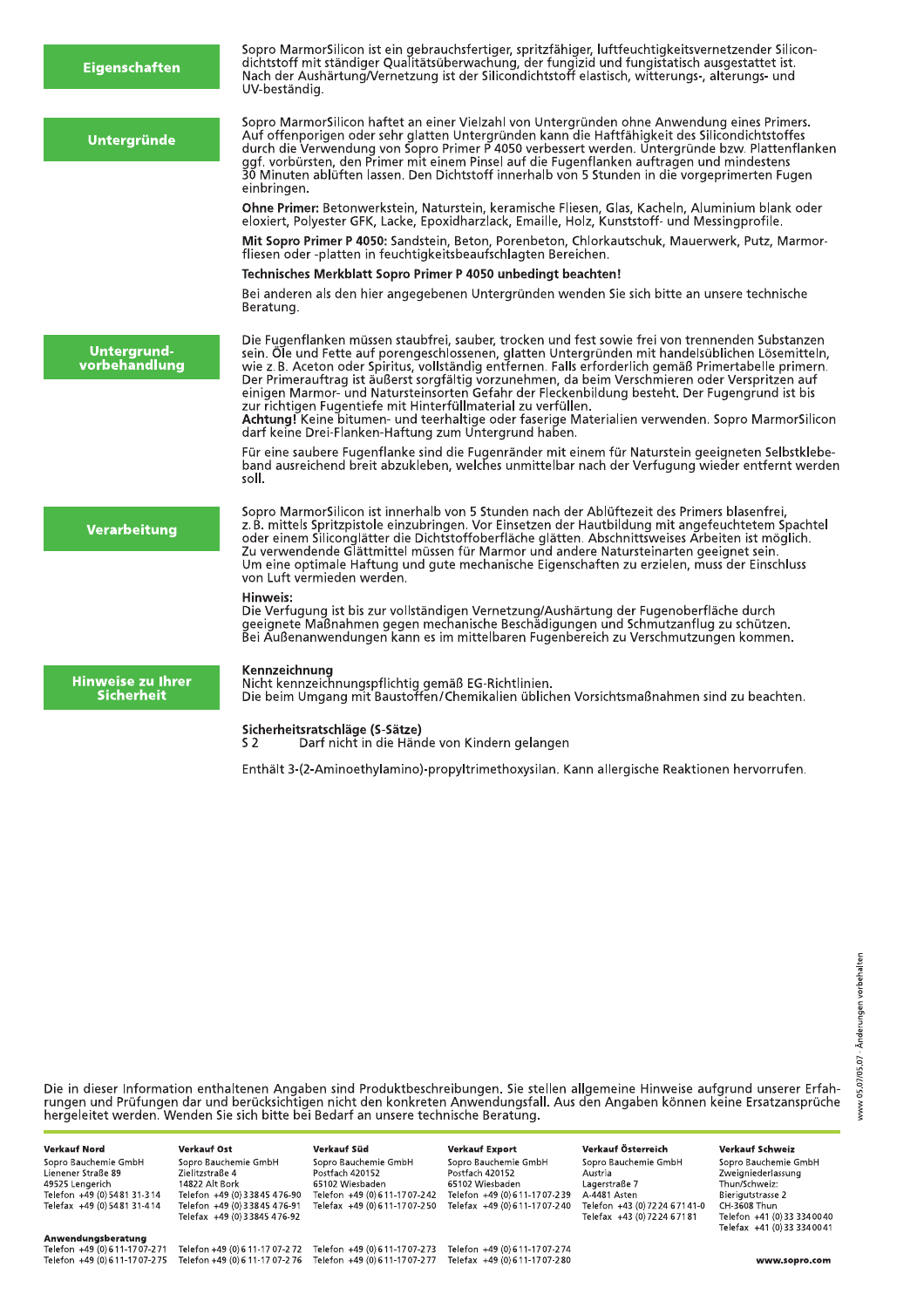## Eigenschaften

Sopro MarmorSilicon ist ein gebrauchsfertiger, spritzfähiger, luftfeuchtigkeitsvernetzender Silicondichtstoff mit ständiger Qualitätsüberwachung, der fungizid und fungistatisch ausgestattet ist. Nach der Aushärtung/Vernetzung ist der Silicondichtstoff elastisch, witterungs-, alterungs- und UV-beständig.

## Untergründe

Sopro MarmorSilicon haftet an einer Vielzahl von Untergründen ohne Anwendung eines Primers. Auf offenporigen oder sehr glatten Untergründen kann die Haftfähigkeit des Silicondichtstoffes durch die Verwendung von Sopro Primer P 4050 verbessert werden. Untergründe bzw. Plattenflanken ggf. vorbürsten, den Primer mit einem Pinsel auf die Fugenflanken auftragen und mindestens 30 Minuten ablüften lassen. Den Dichtstoff innerhalb von 5 Stunden in die vorgeprimerten Fugen einbringen.

**Ohne Primer:** Betonwerkstein, Naturstein, keramische Fliesen, Glas, Kacheln, Aluminium blank oder eloxiert, Polyester GFK, Lacke, Epoxidharzlack, Emaille, Holz, Kunststoff- und Messingprofile.

**Mit Sopro Primer P 4050:** Sandstein, Beton, Porenbeton, Chlorkautschuk, Mauerwerk, Putz, Marmorfliesen oder -platten in feuchtigkeitsbeaufschlagten Bereichen.

**Technisches Merkblatt Sopro Primer P 4050 unbedingt beachten!**

Bei anderen als den hier angegebenen Untergründen wenden Sie sich bitte an unsere technische Beratung.

## Untergrund­vorbehandlung

Die Fugenflanken müssen staubfrei, sauber, trocken und fest sowie frei von trennenden Substanzen sein. Öle und Fette auf porengeschlossenen, glatten Untergründen mit handelsüblichen Lösemitteln, wie z. B. Aceton oder Spiritus, vollständig entfernen. Falls erforderlich gemäß Primertabelle primern. Der Primerauftrag ist äußerst sorgfältig vorzunehmen, da beim Verschmieren oder Verspritzen auf einigen Marmor- und Natursteinsorten Gefahr der Fleckenbildung besteht. Der Fugengrund ist bis zur richtigen Fugentiefe mit Hinterfüllmaterial zu verfüllen.
**Achtung!** Keine bitumen- und teerhaltige oder faserige Materialien verwenden. Sopro MarmorSilicon darf keine Drei-Flanken-Haftung zum Untergrund haben.

Für eine saubere Fugenflanke sind die Fugenränder mit einem für Naturstein geeigneten Selbstklebeband ausreichend breit abzukleben, welches unmittelbar nach der Verfugung wieder entfernt werden soll.

## Verarbeitung

Sopro MarmorSilicon ist innerhalb von 5 Stunden nach der Ablüftezeit des Primers blasenfrei, z. B. mittels Spritzpistole einzubringen. Vor Einsetzen der Hautbildung mit angefeuchtetem Spachtel oder einem Siliconglätter die Dichtstoffoberfläche glätten. Abschnittsweises Arbeiten ist möglich. Zu verwendende Glättmittel müssen für Marmor und andere Natursteinarten geeignet sein. Um eine optimale Haftung und gute mechanische Eigenschaften zu erzielen, muss der Einschluss von Luft vermieden werden.

**Hinweis:**
Die Verfugung ist bis zur vollständigen Vernetzung/Aushärtung der Fugenoberfläche durch geeignete Maßnahmen gegen mechanische Beschädigungen und Schmutzanflug zu schützen. Bei Außenanwendungen kann es im mittelbaren Fugenbereich zu Verschmutzungen kommen.

## Hinweise zu Ihrer Sicherheit

**Kennzeichnung**
Nicht kennzeichnungspflichtig gemäß EG-Richtlinien.
Die beim Umgang mit Baustoffen/Chemikalien üblichen Vorsichtsmaßnahmen sind zu beachten.

**Sicherheitsratschläge (S-Sätze)**
S 2 Darf nicht in die Hände von Kindern gelangen

Enthält 3-(2-Aminoethylamino)-propyltrimethoxysilan. Kann allergische Reaktionen hervorrufen.

www 05.07/05.07 · Änderungen vorbehalten

Die in dieser Information enthaltenen Angaben sind Produktbeschreibungen. Sie stellen allgemeine Hinweise aufgrund unserer Erfahrungen und Prüfungen dar und berücksichtigen nicht den konkreten Anwendungsfall. Aus den Angaben können keine Ersatzansprüche hergeleitet werden. Wenden Sie sich bitte bei Bedarf an unsere technische Beratung.

**Verkauf Nord**
Sopro Bauchemie GmbH
Lienener Straße 89
49525 Lengerich
Telefon +49 (0) 54 81 31-3 14
Telefax +49 (0) 54 81 31-4 14

**Verkauf Ost**
Sopro Bauchemie GmbH
Zielitzstraße 4
14822 Alt Bork
Telefon +49 (0) 3 38 45 476-90
Telefon +49 (0) 3 38 45 476-91
Telefax +49 (0) 3 38 45 476-92

**Verkauf Süd**
Sopro Bauchemie GmbH
Postfach 420152
65102 Wiesbaden
Telefon +49 (0) 6 11-17 07-2 42
Telefax +49 (0) 6 11-17 07-2 50

**Verkauf Export**
Sopro Bauchemie GmbH
Postfach 420152
65102 Wiesbaden
Telefon +49 (0) 6 11-17 07-2 39
Telefax +49 (0) 6 11-17 07-2 40

**Verkauf Österreich**
Sopro Bauchemie GmbH
Austria
Lagerstraße 7
A-4481 Asten
Telefon +43 (0) 72 24 671 41-0
Telefax +43 (0) 72 24 671 81

**Verkauf Schweiz**
Sopro Bauchemie GmbH
Zweigniederlassung
Thun/Schweiz:
Bierigutstrasse 2
CH-3608 Thun
Telefon +41 (0) 33 334 00 40
Telefax +41 (0) 33 334 00 41

**Anwendungsberatung**
Telefon +49 (0) 6 11-17 07-2 71
Telefon +49 (0) 6 11-17 07-2 75
Telefon +49 (0) 6 11-17 07-2 72
Telefon +49 (0) 6 11-17 07-2 76
Telefon +49 (0) 6 11-17 07-2 73
Telefon +49 (0) 6 11-17 07-2 77
Telefon +49 (0) 6 11-17 07-2 74
Telefax +49 (0) 6 11-17 07-2 80

**www.sopro.com**